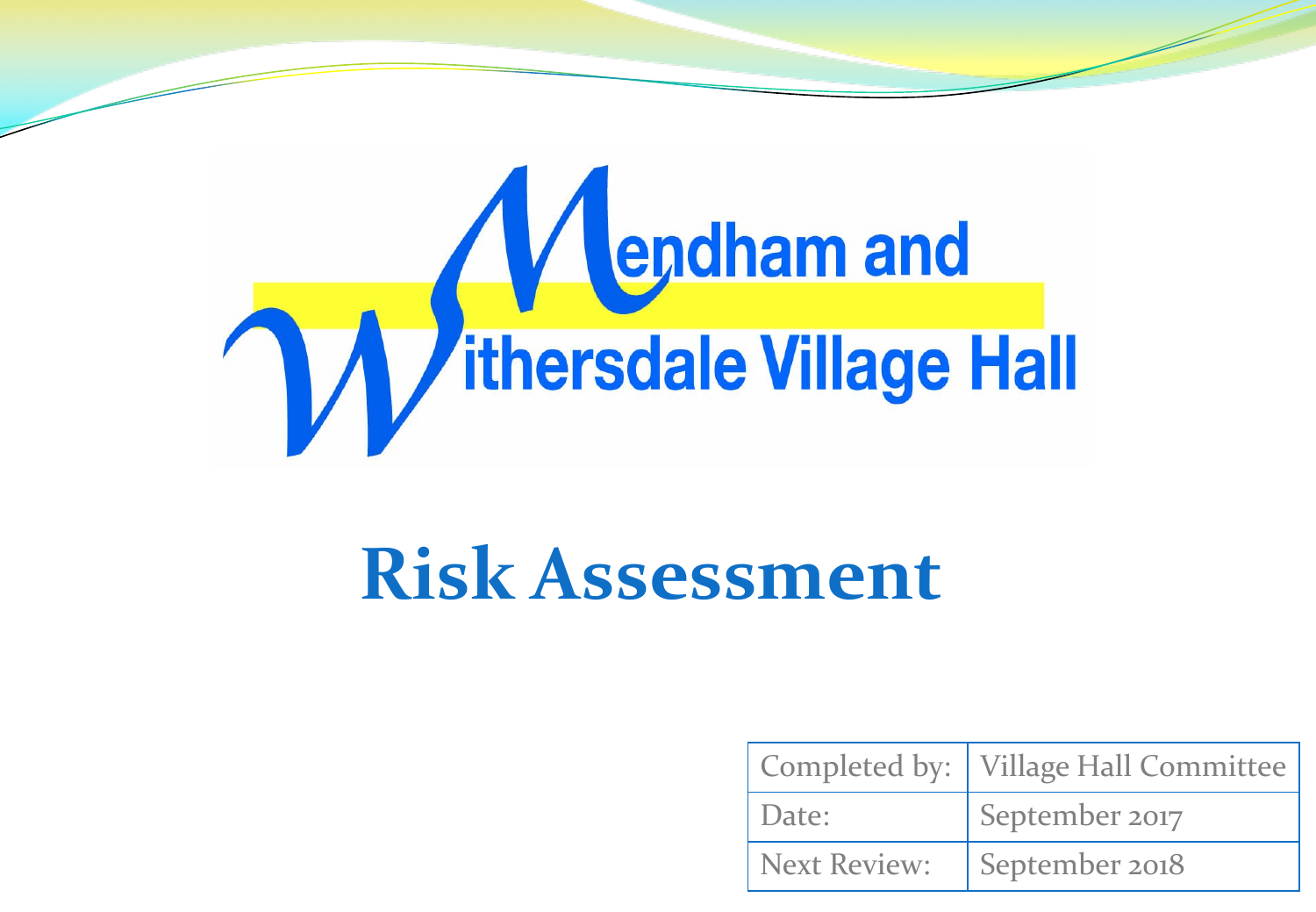# Mendham and Withersdale Village Hall

# Risk Assessment

| Completed by: | Village Hall Committee |
| --- | --- |
| Date: | September 2017 |
| Next Review: | September 2018 |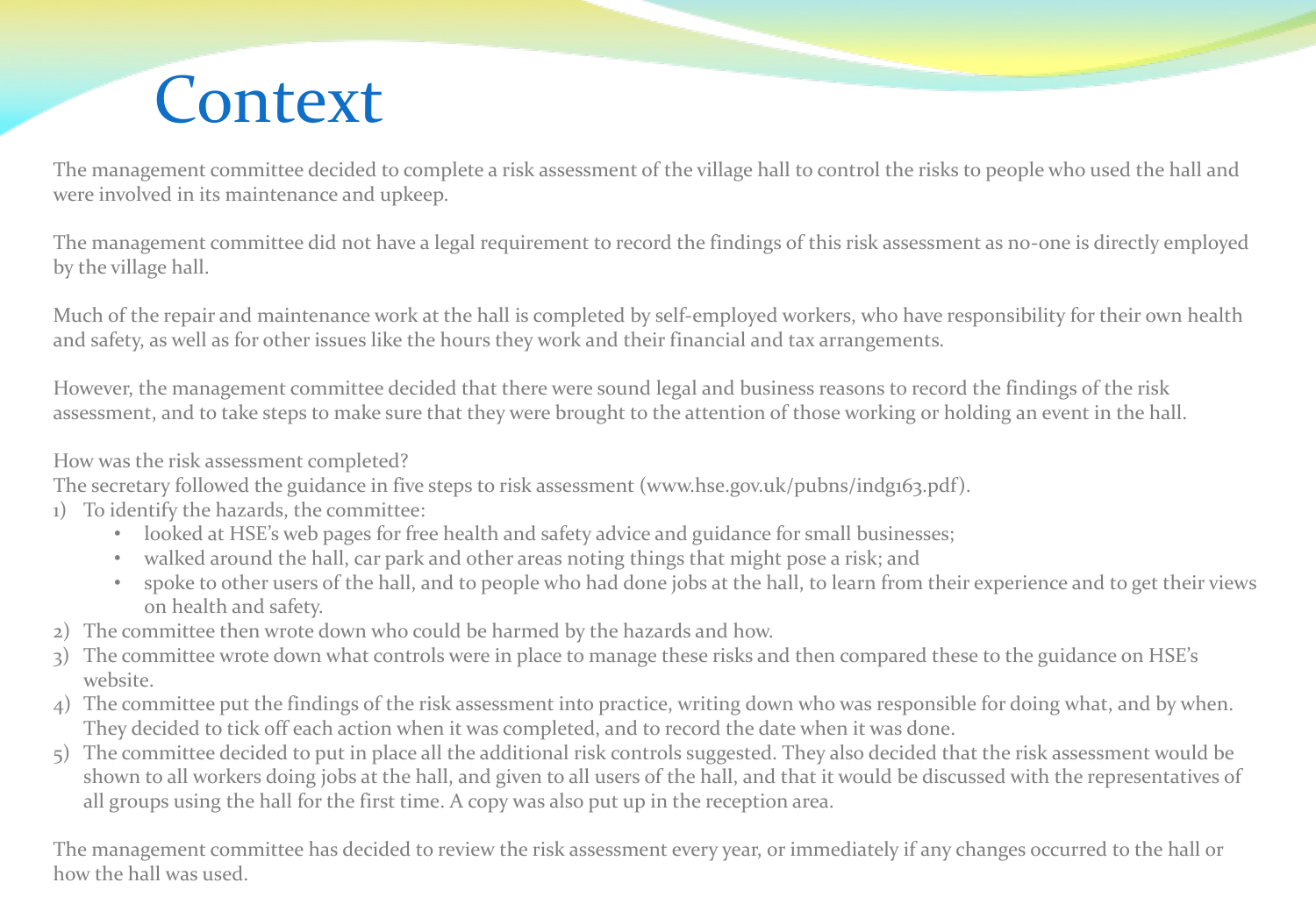# Context

The management committee decided to complete a risk assessment of the village hall to control the risks to people who used the hall and were involved in its maintenance and upkeep.

The management committee did not have a legal requirement to record the findings of this risk assessment as no-one is directly employed by the village hall.

Much of the repair and maintenance work at the hall is completed by self-employed workers, who have responsibility for their own health and safety, as well as for other issues like the hours they work and their financial and tax arrangements.

However, the management committee decided that there were sound legal and business reasons to record the findings of the risk assessment, and to take steps to make sure that they were brought to the attention of those working or holding an event in the hall.

How was the risk assessment completed?
The secretary followed the guidance in five steps to risk assessment (www.hse.gov.uk/pubns/indg163.pdf).

1) To identify the hazards, the committee:
   - looked at HSE's web pages for free health and safety advice and guidance for small businesses;
   - walked around the hall, car park and other areas noting things that might pose a risk; and
   - spoke to other users of the hall, and to people who had done jobs at the hall, to learn from their experience and to get their views on health and safety.
2) The committee then wrote down who could be harmed by the hazards and how.
3) The committee wrote down what controls were in place to manage these risks and then compared these to the guidance on HSE's website.
4) The committee put the findings of the risk assessment into practice, writing down who was responsible for doing what, and by when. They decided to tick off each action when it was completed, and to record the date when it was done.
5) The committee decided to put in place all the additional risk controls suggested. They also decided that the risk assessment would be shown to all workers doing jobs at the hall, and given to all users of the hall, and that it would be discussed with the representatives of all groups using the hall for the first time. A copy was also put up in the reception area.

The management committee has decided to review the risk assessment every year, or immediately if any changes occurred to the hall or how the hall was used.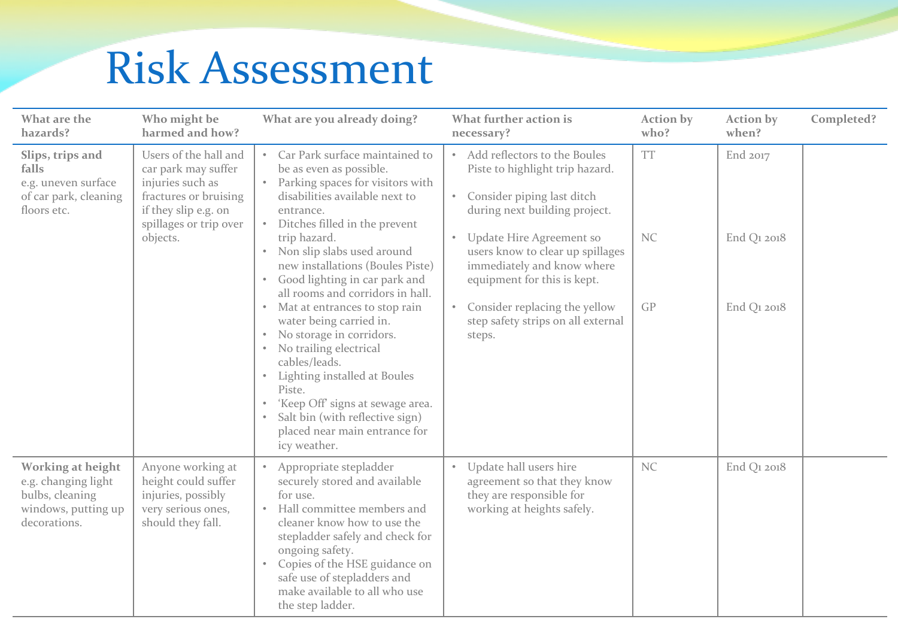# Risk Assessment

| What are the hazards? | Who might be harmed and how? | What are you already doing? | What further action is necessary? | Action by who? | Action by when? | Completed? |
|---|---|---|---|---|---|---|
| **Slips, trips and falls** e.g. uneven surface of car park, cleaning floors etc. | Users of the hall and car park may suffer injuries such as fractures or bruising if they slip e.g. on spillages or trip over objects. | • Car Park surface maintained to be as even as possible.<br>• Parking spaces for visitors with disabilities available next to entrance.<br>• Ditches filled in the prevent trip hazard.<br>• Non slip slabs used around new installations (Boules Piste)<br>• Good lighting in car park and all rooms and corridors in hall.<br>• Mat at entrances to stop rain water being carried in.<br>• No storage in corridors.<br>• No trailing electrical cables/leads.<br>• Lighting installed at Boules Piste.<br>• 'Keep Off' signs at sewage area.<br>• Salt bin (with reflective sign) placed near main entrance for icy weather. | • Add reflectors to the Boules Piste to highlight trip hazard.<br>• Consider piping last ditch during next building project.<br>• Update Hire Agreement so users know to clear up spillages immediately and know where equipment for this is kept.<br>• Consider replacing the yellow step safety strips on all external steps. | TT<br><br>NC<br><br>GP | End 2017<br><br>End Q1 2018<br><br>End Q1 2018 | |
| **Working at height** e.g. changing light bulbs, cleaning windows, putting up decorations. | Anyone working at height could suffer injuries, possibly very serious ones, should they fall. | • Appropriate stepladder securely stored and available for use.<br>• Hall committee members and cleaner know how to use the stepladder safely and check for ongoing safety.<br>• Copies of the HSE guidance on safe use of stepladders and make available to all who use the step ladder. | • Update hall users hire agreement so that they know they are responsible for working at heights safely. | NC | End Q1 2018 | |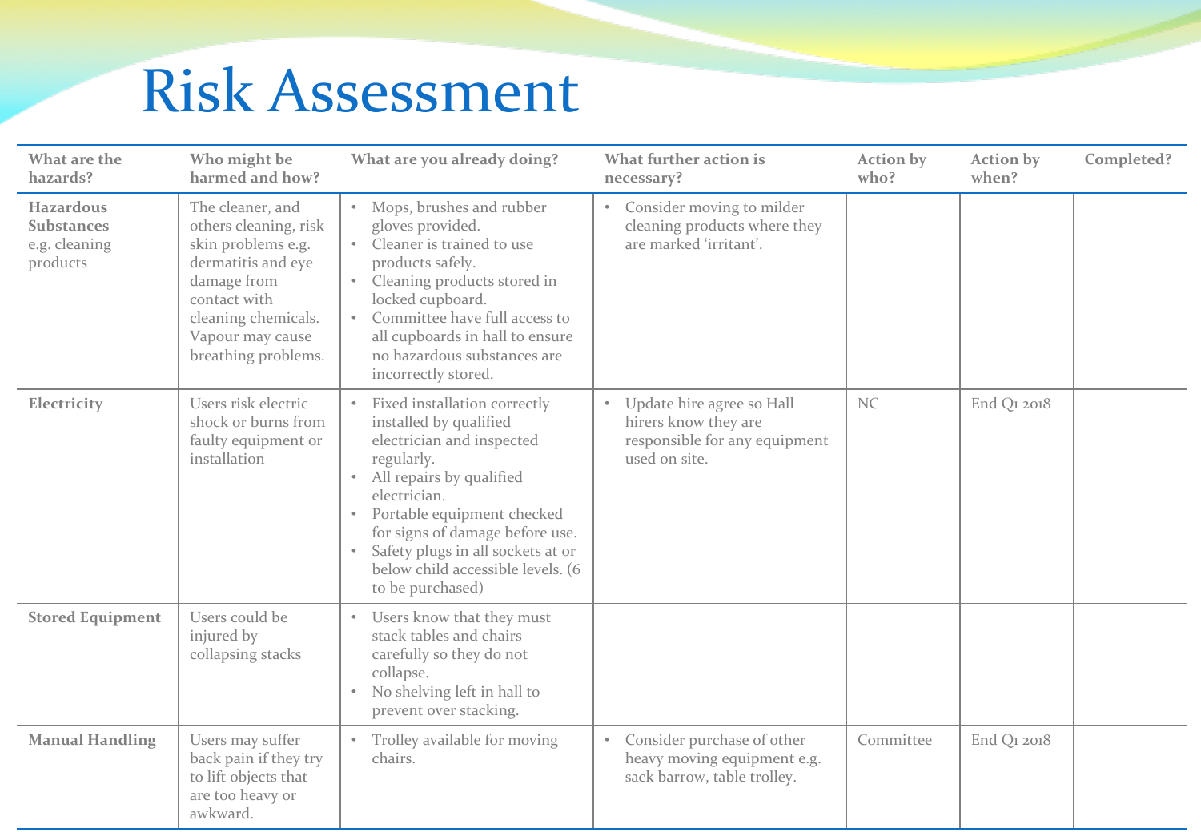# Risk Assessment

| What are the hazards? | Who might be harmed and how? | What are you already doing? | What further action is necessary? | Action by who? | Action by when? | Completed? |
|---|---|---|---|---|---|---|
| **Hazardous Substances** e.g. cleaning products | The cleaner, and others cleaning, risk skin problems e.g. dermatitis and eye damage from contact with cleaning chemicals. Vapour may cause breathing problems. | • Mops, brushes and rubber gloves provided.<br>• Cleaner is trained to use products safely.<br>• Cleaning products stored in locked cupboard.<br>• Committee have full access to all cupboards in hall to ensure no hazardous substances are incorrectly stored. | • Consider moving to milder cleaning products where they are marked 'irritant'. | | | |
| **Electricity** | Users risk electric shock or burns from faulty equipment or installation | • Fixed installation correctly installed by qualified electrician and inspected regularly.<br>• All repairs by qualified electrician.<br>• Portable equipment checked for signs of damage before use.<br>• Safety plugs in all sockets at or below child accessible levels. (6 to be purchased) | • Update hire agree so Hall hirers know they are responsible for any equipment used on site. | NC | End Q1 2018 | |
| **Stored Equipment** | Users could be injured by collapsing stacks | • Users know that they must stack tables and chairs carefully so they do not collapse.<br>• No shelving left in hall to prevent over stacking. | | | | |
| **Manual Handling** | Users may suffer back pain if they try to lift objects that are too heavy or awkward. | • Trolley available for moving chairs. | • Consider purchase of other heavy moving equipment e.g. sack barrow, table trolley. | Committee | End Q1 2018 | |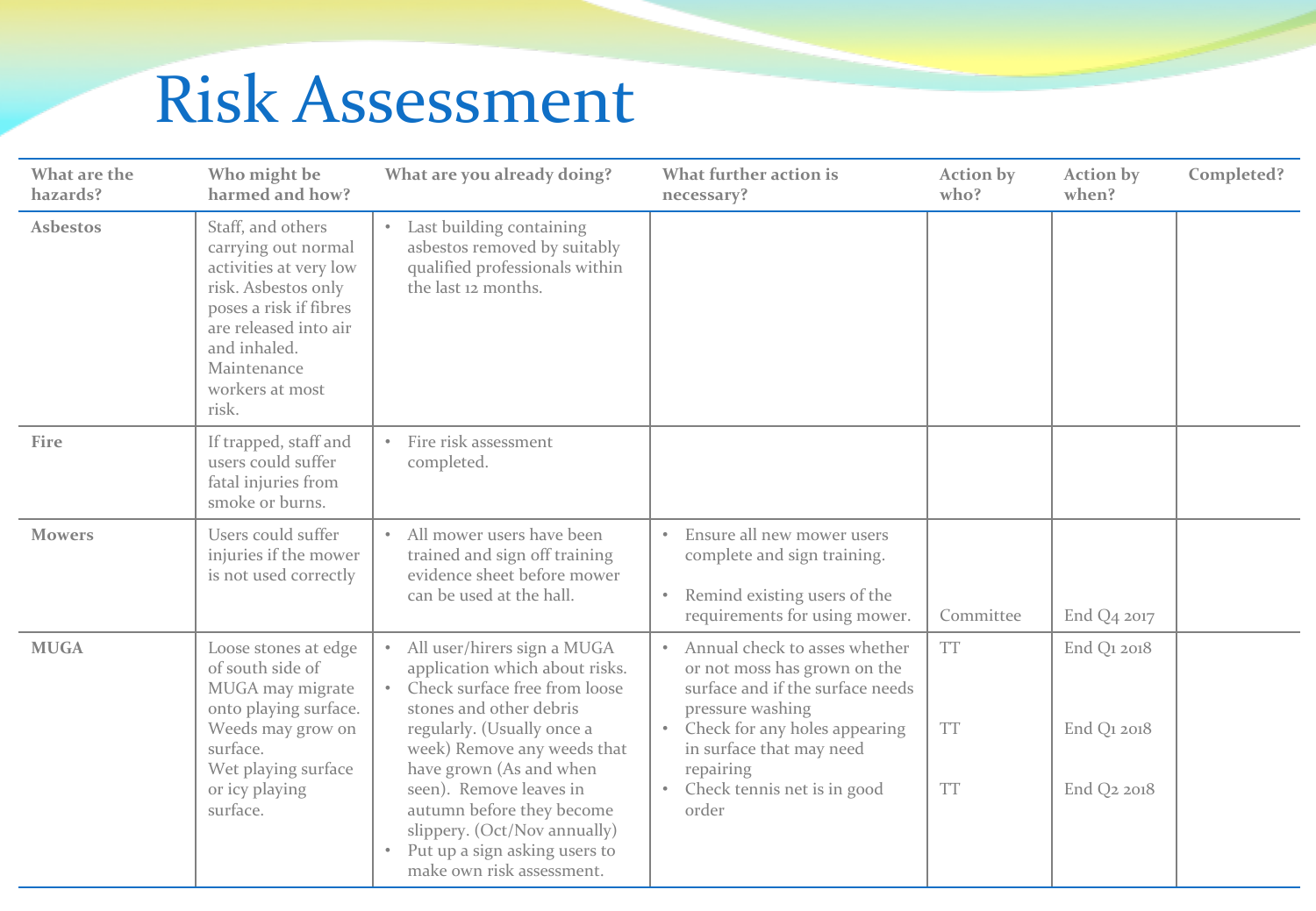# Risk Assessment

| What are the hazards? | Who might be harmed and how? | What are you already doing? | What further action is necessary? | Action by who? | Action by when? | Completed? |
|---|---|---|---|---|---|---|
| **Asbestos** | Staff, and others carrying out normal activities at very low risk. Asbestos only poses a risk if fibres are released into air and inhaled. Maintenance workers at most risk. | • Last building containing asbestos removed by suitably qualified professionals within the last 12 months. | | | | |
| **Fire** | If trapped, staff and users could suffer fatal injuries from smoke or burns. | • Fire risk assessment completed. | | | | |
| **Mowers** | Users could suffer injuries if the mower is not used correctly | • All mower users have been trained and sign off training evidence sheet before mower can be used at the hall. | • Ensure all new mower users complete and sign training.<br>• Remind existing users of the requirements for using mower. | Committee | End Q4 2017 | |
| **MUGA** | Loose stones at edge of south side of MUGA may migrate onto playing surface.<br>Weeds may grow on surface.<br>Wet playing surface or icy playing surface. | • All user/hirers sign a MUGA application which about risks.<br>• Check surface free from loose stones and other debris regularly. (Usually once a week) Remove any weeds that have grown (As and when seen). Remove leaves in autumn before they become slippery. (Oct/Nov annually)<br>• Put up a sign asking users to make own risk assessment. | • Annual check to asses whether or not moss has grown on the surface and if the surface needs pressure washing<br>• Check for any holes appearing in surface that may need repairing<br>• Check tennis net is in good order | TT<br>TT<br>TT | End Q1 2018<br>End Q1 2018<br>End Q2 2018 | |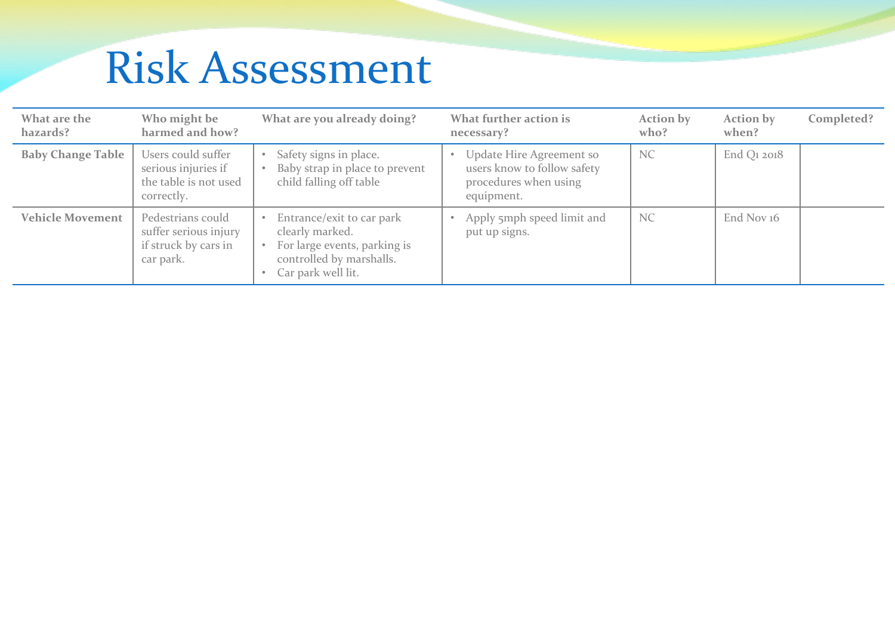# Risk Assessment

| What are the hazards? | Who might be harmed and how? | What are you already doing? | What further action is necessary? | Action by who? | Action by when? | Completed? |
|---|---|---|---|---|---|---|
| **Baby Change Table** | Users could suffer serious injuries if the table is not used correctly. | • Safety signs in place.<br>• Baby strap in place to prevent child falling off table | • Update Hire Agreement so users know to follow safety procedures when using equipment. | NC | End Q1 2018 | |
| **Vehicle Movement** | Pedestrians could suffer serious injury if struck by cars in car park. | • Entrance/exit to car park clearly marked.<br>• For large events, parking is controlled by marshalls.<br>• Car park well lit. | • Apply 5mph speed limit and put up signs. | NC | End Nov 16 | |